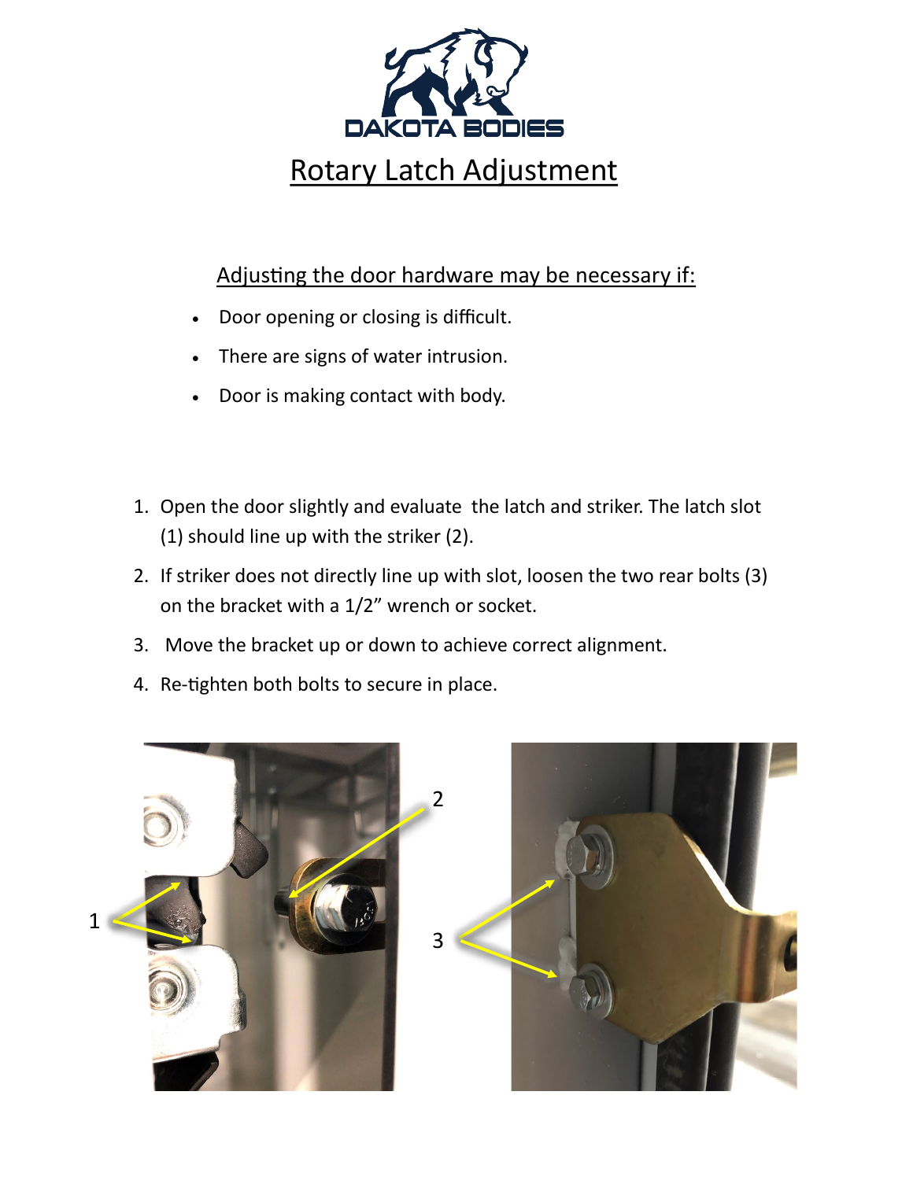# Rotary Latch Adjustment

## Adjusting the door hardware may be necessary if:

- Door opening or closing is difficult.
- There are signs of water intrusion.
- Door is making contact with body.

1. Open the door slightly and evaluate the latch and striker. The latch slot (1) should line up with the striker (2).
2. If striker does not directly line up with slot, loosen the two rear bolts (3) on the bracket with a 1/2" wrench or socket.
3. Move the bracket up or down to achieve correct alignment.
4. Re-tighten both bolts to secure in place.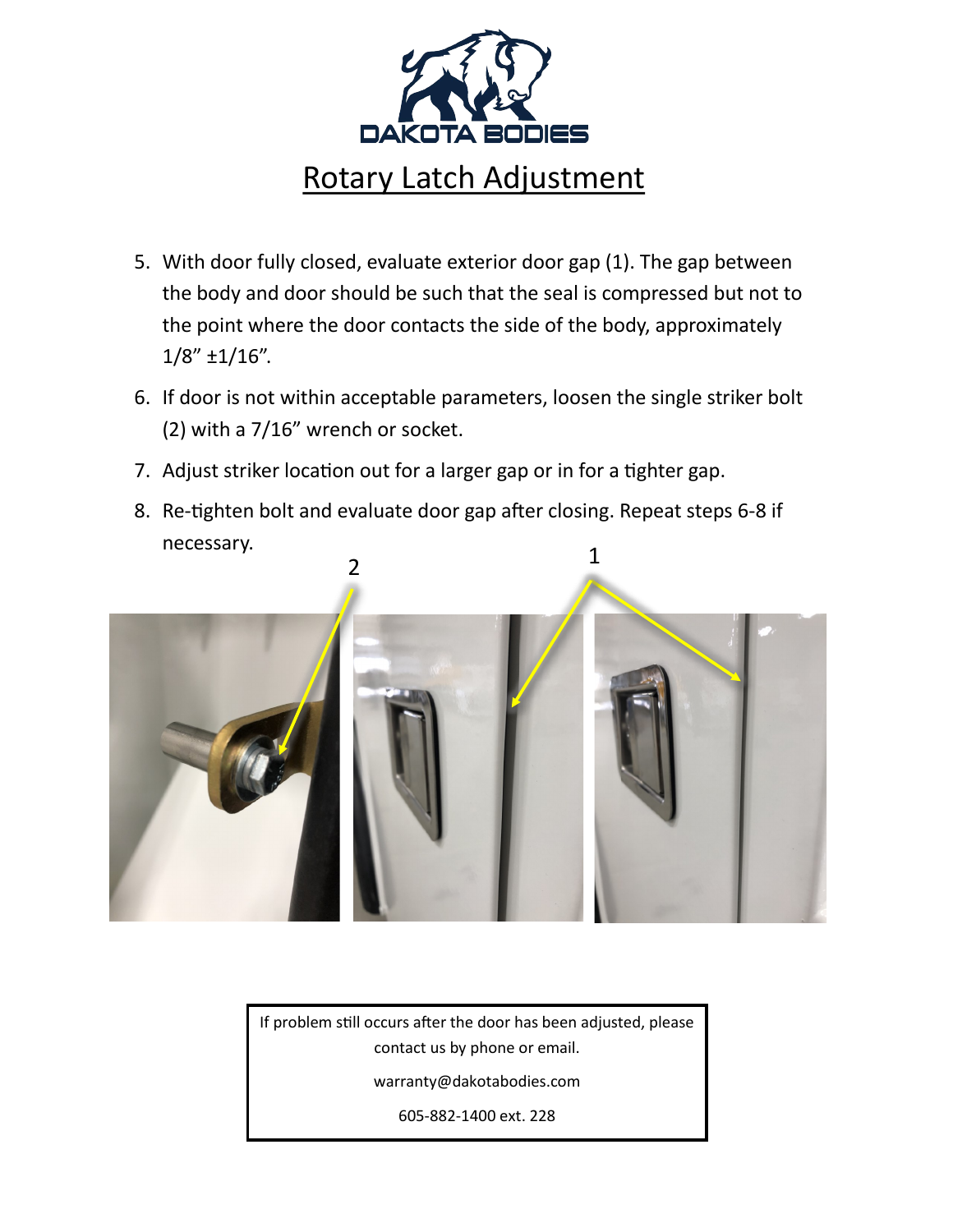DAKOTA BODIES

# Rotary Latch Adjustment

5. With door fully closed, evaluate exterior door gap (1). The gap between the body and door should be such that the seal is compressed but not to the point where the door contacts the side of the body, approximately 1/8" ±1/16".
6. If door is not within acceptable parameters, loosen the single striker bolt (2) with a 7/16" wrench or socket.
7. Adjust striker location out for a larger gap or in for a tighter gap.
8. Re-tighten bolt and evaluate door gap after closing. Repeat steps 6-8 if necessary.

2

1

If problem still occurs after the door has been adjusted, please contact us by phone or email.

warranty@dakotabodies.com

605-882-1400 ext. 228